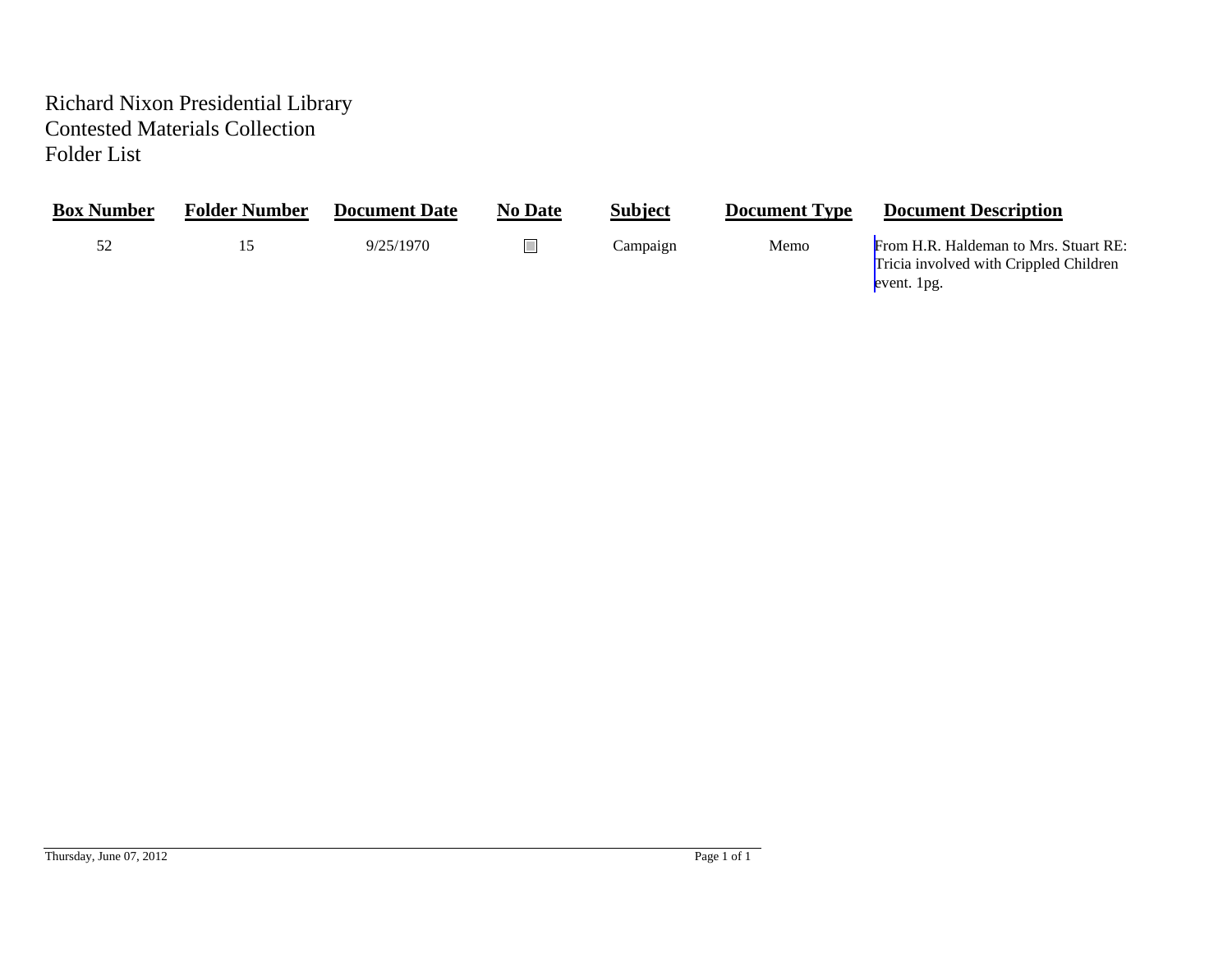Richard Nixon Presidential Library
Contested Materials Collection
Folder List

| Box Number | Folder Number | Document Date | No Date | Subject | Document Type | Document Description |
|---|---|---|---|---|---|---|
| 52 | 15 | 9/25/1970 | ☐ | Campaign | Memo | From H.R. Haldeman to Mrs. Stuart RE: Tricia involved with Crippled Children event. 1pg. |

Thursday, June 07, 2012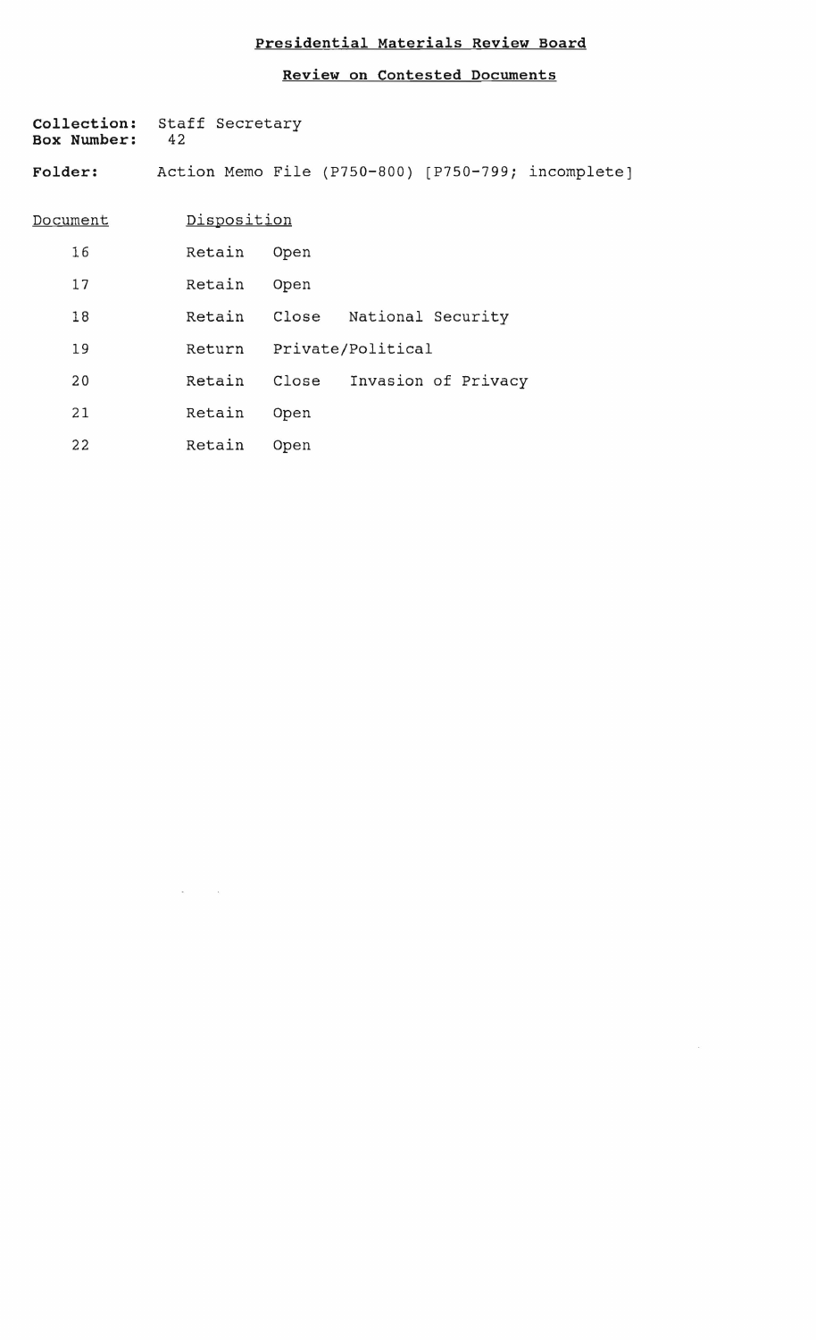# Presidential Materials Review Board

## Review on Contested Documents

**Collection:** Staff Secretary
**Box Number:** 42

**Folder:** Action Memo File (P750-800) [P750-799; incomplete]

| Document | Disposition | | |
|---|---|---|---|
| 16 | Retain | Open | |
| 17 | Retain | Open | |
| 18 | Retain | Close | National Security |
| 19 | Return | Private/Political | |
| 20 | Retain | Close | Invasion of Privacy |
| 21 | Retain | Open | |
| 22 | Retain | Open | |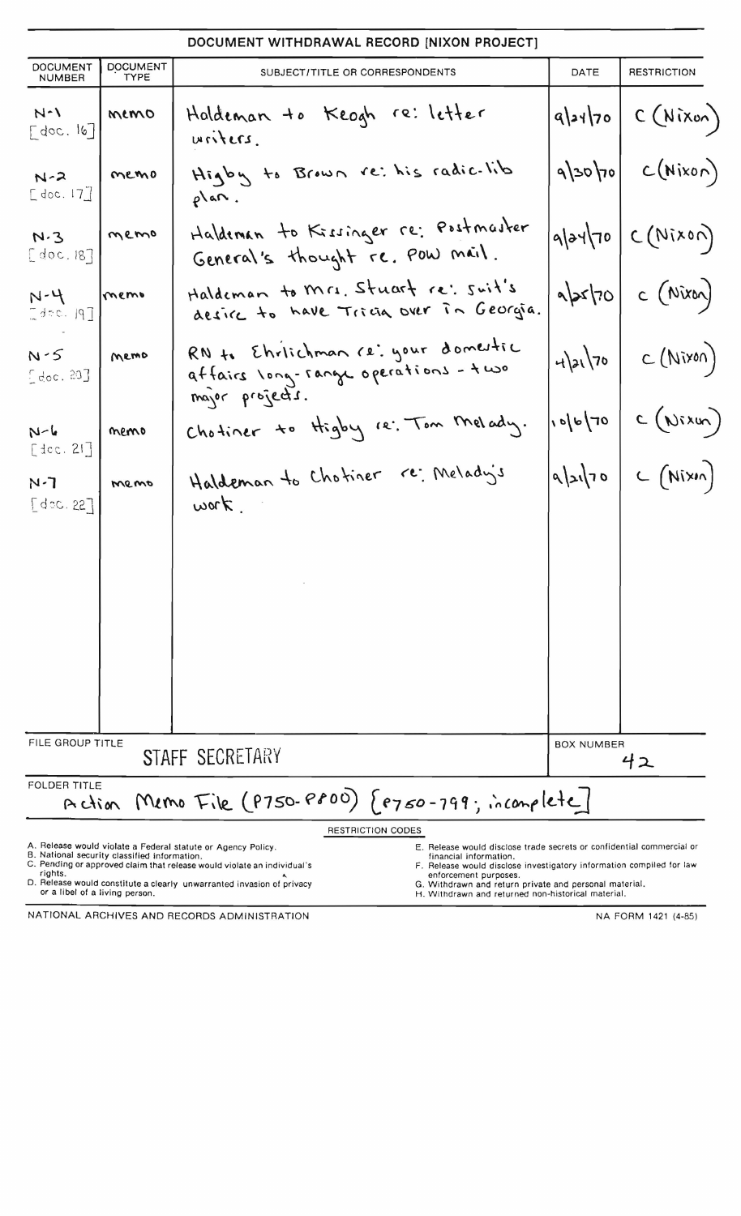## DOCUMENT WITHDRAWAL RECORD [NIXON PROJECT]

| DOCUMENT NUMBER | DOCUMENT TYPE | SUBJECT/TITLE OR CORRESPONDENTS | DATE | RESTRICTION |
|---|---|---|---|---|
| N-1 [doc. 16] | memo | Haldeman to Keogh re: letter writers. | 9/24/70 | C (Nixon) |
| N-2 [doc. 17] | memo | Higby to Brown re: his radic-lib plan. | 9/30/70 | C (Nixon) |
| N-3 [doc. 18] | memo | Haldeman to Kissinger re: Postmaster General's thought re. POW mail. | 9/24/70 | C (Nixon) |
| N-4 [doc. 19] | memo | Haldeman to Mrs. Stuart re: Suit's desire to have Tricia over in Georgia. | 9/25/70 | C (Nixon) |
| N-5 [doc. 20] | memo | RN to Ehrlichman re: your domestic affairs long-range operations - two major projects. | 4/21/70 | C (Nixon) |
| N-6 [doc. 21] | memo | Chotiner to Higby re: Tom Melady. | 10/6/70 | C (Nixon) |
| N-7 [doc. 22] | memo | Haldeman to Chotiner re: Melady's work. | 9/21/70 | C (Nixon) |

FILE GROUP TITLE: STAFF SECRETARY

BOX NUMBER: 42

FOLDER TITLE: Action Memo File (P750-P800) [P750-799; incomplete]

RESTRICTION CODES

A. Release would violate a Federal statute or Agency Policy.
B. National security classified information.
C. Pending or approved claim that release would violate an individual's rights.
D. Release would constitute a clearly unwarranted invasion of privacy or a libel of a living person.
E. Release would disclose trade secrets or confidential commercial or financial information.
F. Release would disclose investigatory information compiled for law enforcement purposes.
G. Withdrawn and return private and personal material.
H. Withdrawn and returned non-historical material.

NATIONAL ARCHIVES AND RECORDS ADMINISTRATION

NA FORM 1421 (4-85)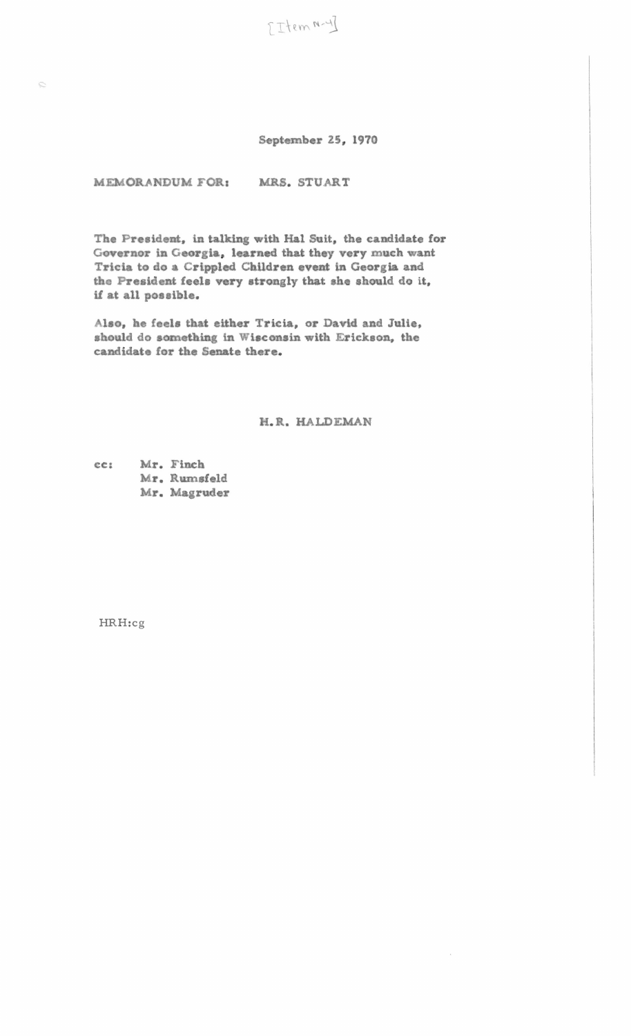[Item N-4]

September 25, 1970

MEMORANDUM FOR: MRS. STUART

The President, in talking with Hal Suit, the candidate for Governor in Georgia, learned that they very much want Tricia to do a Crippled Children event in Georgia and the President feels very strongly that she should do it, if at all possible.

Also, he feels that either Tricia, or David and Julie, should do something in Wisconsin with Erickson, the candidate for the Senate there.

H.R. HALDEMAN

cc: Mr. Finch
Mr. Rumsfeld
Mr. Magruder

HRH:cg